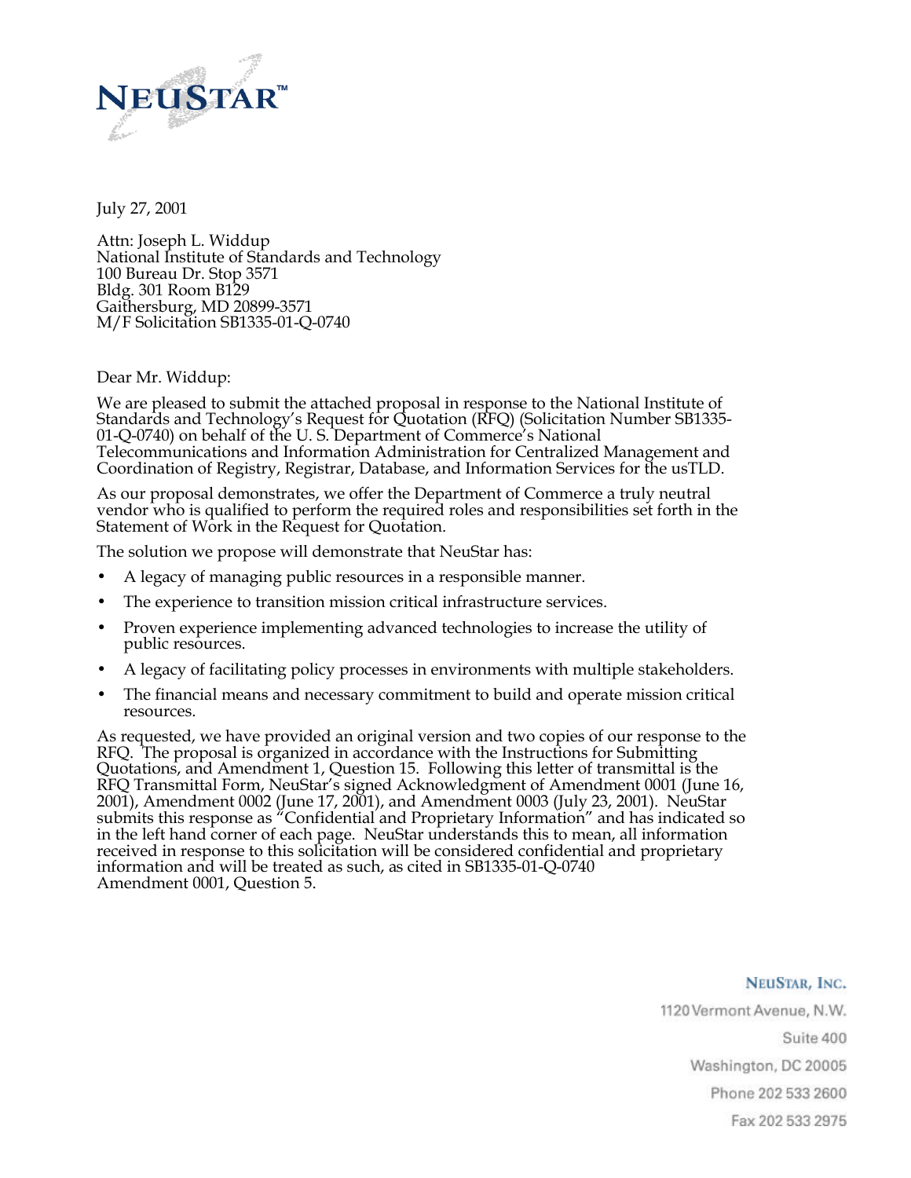NEUSTAR™

July 27, 2001

Attn: Joseph L. Widdup
National Institute of Standards and Technology
100 Bureau Dr. Stop 3571
Bldg. 301 Room B129
Gaithersburg, MD 20899-3571
M/F Solicitation SB1335-01-Q-0740

Dear Mr. Widdup:

We are pleased to submit the attached proposal in response to the National Institute of Standards and Technology's Request for Quotation (RFQ) (Solicitation Number SB1335-01-Q-0740) on behalf of the U. S. Department of Commerce's National Telecommunications and Information Administration for Centralized Management and Coordination of Registry, Registrar, Database, and Information Services for the usTLD.

As our proposal demonstrates, we offer the Department of Commerce a truly neutral vendor who is qualified to perform the required roles and responsibilities set forth in the Statement of Work in the Request for Quotation.

The solution we propose will demonstrate that NeuStar has:

- A legacy of managing public resources in a responsible manner.
- The experience to transition mission critical infrastructure services.
- Proven experience implementing advanced technologies to increase the utility of public resources.
- A legacy of facilitating policy processes in environments with multiple stakeholders.
- The financial means and necessary commitment to build and operate mission critical resources.

As requested, we have provided an original version and two copies of our response to the RFQ. The proposal is organized in accordance with the Instructions for Submitting Quotations, and Amendment 1, Question 15. Following this letter of transmittal is the RFQ Transmittal Form, NeuStar's signed Acknowledgment of Amendment 0001 (June 16, 2001), Amendment 0002 (June 17, 2001), and Amendment 0003 (July 23, 2001). NeuStar submits this response as "Confidential and Proprietary Information" and has indicated so in the left hand corner of each page. NeuStar understands this to mean, all information received in response to this solicitation will be considered confidential and proprietary information and will be treated as such, as cited in SB1335-01-Q-0740 Amendment 0001, Question 5.

NEUSTAR, INC.
1120 Vermont Avenue, N.W.
Suite 400
Washington, DC 20005
Phone 202 533 2600
Fax 202 533 2975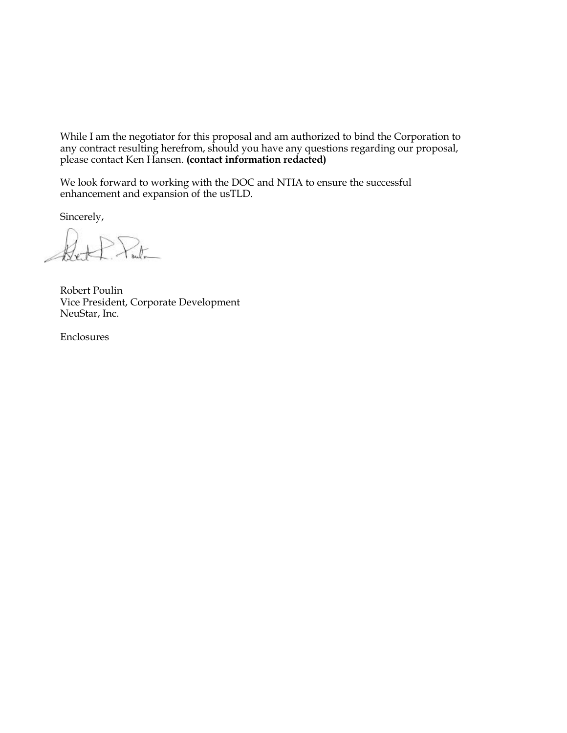While I am the negotiator for this proposal and am authorized to bind the Corporation to any contract resulting herefrom, should you have any questions regarding our proposal, please contact Ken Hansen. **(contact information redacted)**

We look forward to working with the DOC and NTIA to ensure the successful enhancement and expansion of the usTLD.

Sincerely,

Robert Poulin
Vice President, Corporate Development
NeuStar, Inc.

Enclosures